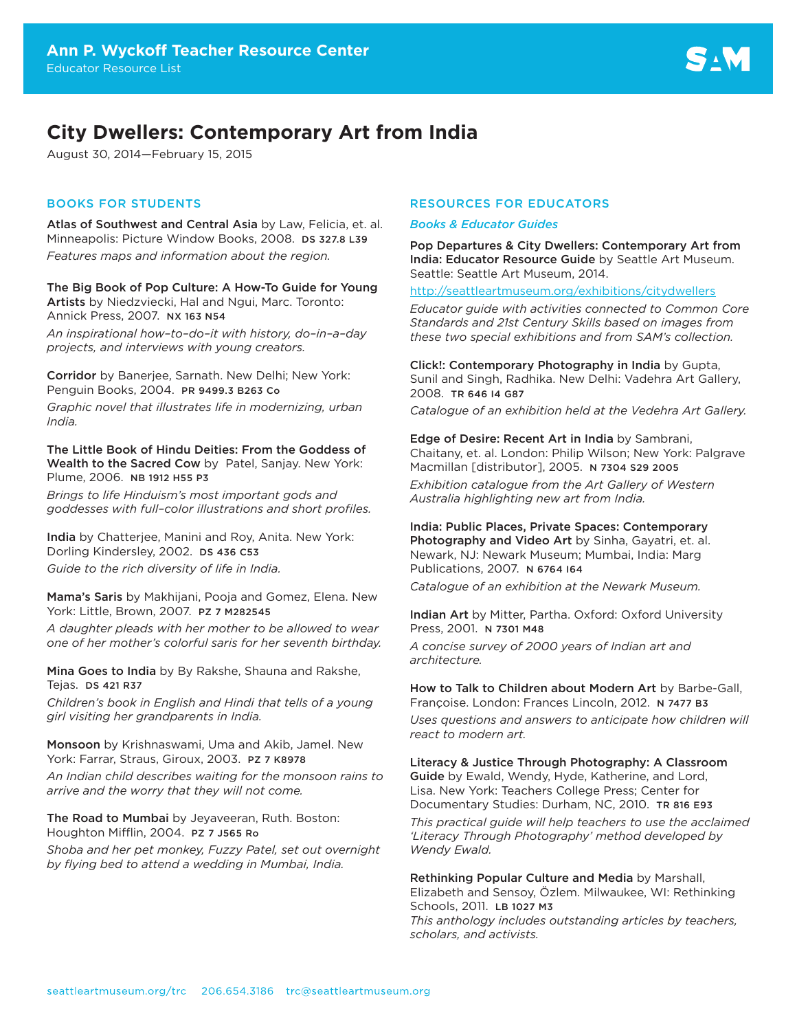Ann P. Wyckoff Teacher Resource Center
Educator Resource List

# City Dwellers: Contemporary Art from India

August 30, 2014—February 15, 2015

## BOOKS FOR STUDENTS

**Atlas of Southwest and Central Asia** by Law, Felicia, et. al. Minneapolis: Picture Window Books, 2008. **DS 327.8 L39**
*Features maps and information about the region.*

**The Big Book of Pop Culture: A How-To Guide for Young Artists** by Niedzviecki, Hal and Ngui, Marc. Toronto: Annick Press, 2007. **NX 163 N54**
*An inspirational how-to-do-it with history, do-in-a-day projects, and interviews with young creators.*

**Corridor** by Banerjee, Sarnath. New Delhi; New York: Penguin Books, 2004. **PR 9499.3 B263 Co**
*Graphic novel that illustrates life in modernizing, urban India.*

**The Little Book of Hindu Deities: From the Goddess of Wealth to the Sacred Cow** by Patel, Sanjay. New York: Plume, 2006. **NB 1912 H55 P3**
*Brings to life Hinduism's most important gods and goddesses with full-color illustrations and short profiles.*

**India** by Chatterjee, Manini and Roy, Anita. New York: Dorling Kindersley, 2002. **DS 436 C53**
*Guide to the rich diversity of life in India.*

**Mama's Saris** by Makhijani, Pooja and Gomez, Elena. New York: Little, Brown, 2007. **PZ 7 M282545**
*A daughter pleads with her mother to be allowed to wear one of her mother's colorful saris for her seventh birthday.*

**Mina Goes to India** by By Rakshe, Shauna and Rakshe, Tejas. **DS 421 R37**
*Children's book in English and Hindi that tells of a young girl visiting her grandparents in India.*

**Monsoon** by Krishnaswami, Uma and Akib, Jamel. New York: Farrar, Straus, Giroux, 2003. **PZ 7 K8978**
*An Indian child describes waiting for the monsoon rains to arrive and the worry that they will not come.*

**The Road to Mumbai** by Jeyaveeran, Ruth. Boston: Houghton Mifflin, 2004. **PZ 7 J565 Ro**
*Shoba and her pet monkey, Fuzzy Patel, set out overnight by flying bed to attend a wedding in Mumbai, India.*

## RESOURCES FOR EDUCATORS

### *Books & Educator Guides*

**Pop Departures & City Dwellers: Contemporary Art from India: Educator Resource Guide** by Seattle Art Museum. Seattle: Seattle Art Museum, 2014.
http://seattleartmuseum.org/exhibitions/citydwellers
*Educator guide with activities connected to Common Core Standards and 21st Century Skills based on images from these two special exhibitions and from SAM's collection.*

**Click!: Contemporary Photography in India** by Gupta, Sunil and Singh, Radhika. New Delhi: Vadehra Art Gallery, 2008. **TR 646 I4 G87**
*Catalogue of an exhibition held at the Vedehra Art Gallery.*

**Edge of Desire: Recent Art in India** by Sambrani, Chaitany, et. al. London: Philip Wilson; New York: Palgrave Macmillan [distributor], 2005. **N 7304 S29 2005**
*Exhibition catalogue from the Art Gallery of Western Australia highlighting new art from India.*

**India: Public Places, Private Spaces: Contemporary Photography and Video Art** by Sinha, Gayatri, et. al. Newark, NJ: Newark Museum; Mumbai, India: Marg Publications, 2007. **N 6764 I64**
*Catalogue of an exhibition at the Newark Museum.*

**Indian Art** by Mitter, Partha. Oxford: Oxford University Press, 2001. **N 7301 M48**
*A concise survey of 2000 years of Indian art and architecture.*

**How to Talk to Children about Modern Art** by Barbe-Gall, Françoise. London: Frances Lincoln, 2012. **N 7477 B3**
*Uses questions and answers to anticipate how children will react to modern art.*

**Literacy & Justice Through Photography: A Classroom Guide** by Ewald, Wendy, Hyde, Katherine, and Lord, Lisa. New York: Teachers College Press; Center for Documentary Studies: Durham, NC, 2010. **TR 816 E93**
*This practical guide will help teachers to use the acclaimed 'Literacy Through Photography' method developed by Wendy Ewald.*

**Rethinking Popular Culture and Media** by Marshall, Elizabeth and Sensoy, Özlem. Milwaukee, WI: Rethinking Schools, 2011. **LB 1027 M3**
*This anthology includes outstanding articles by teachers, scholars, and activists.*

seattleartmuseum.org/trc 206.654.3186 trc@seattleartmuseum.org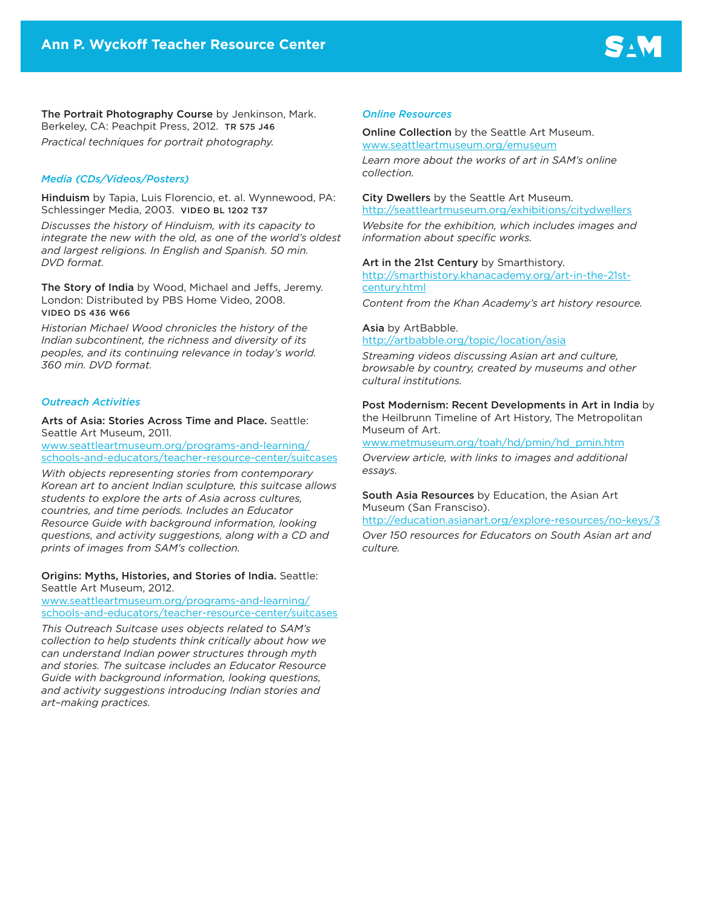**The Portrait Photography Course** by Jenkinson, Mark. Berkeley, CA: Peachpit Press, 2012. TR 575 J46

*Practical techniques for portrait photography.*

### *Media (CDs/Videos/Posters)*

**Hinduism** by Tapia, Luis Florencio, et. al. Wynnewood, PA: Schlessinger Media, 2003. VIDEO BL 1202 T37

*Discusses the history of Hinduism, with its capacity to integrate the new with the old, as one of the world's oldest and largest religions. In English and Spanish. 50 min. DVD format.*

**The Story of India** by Wood, Michael and Jeffs, Jeremy. London: Distributed by PBS Home Video, 2008. VIDEO DS 436 W66

*Historian Michael Wood chronicles the history of the Indian subcontinent, the richness and diversity of its peoples, and its continuing relevance in today's world. 360 min. DVD format.*

### *Outreach Activities*

**Arts of Asia: Stories Across Time and Place.** Seattle: Seattle Art Museum, 2011.
www.seattleartmuseum.org/programs-and-learning/schools-and-educators/teacher-resource-center/suitcases

*With objects representing stories from contemporary Korean art to ancient Indian sculpture, this suitcase allows students to explore the arts of Asia across cultures, countries, and time periods. Includes an Educator Resource Guide with background information, looking questions, and activity suggestions, along with a CD and prints of images from SAM's collection.*

**Origins: Myths, Histories, and Stories of India.** Seattle: Seattle Art Museum, 2012.
www.seattleartmuseum.org/programs-and-learning/schools-and-educators/teacher-resource-center/suitcases

*This Outreach Suitcase uses objects related to SAM's collection to help students think critically about how we can understand Indian power structures through myth and stories. The suitcase includes an Educator Resource Guide with background information, looking questions, and activity suggestions introducing Indian stories and art–making practices.*

### *Online Resources*

**Online Collection** by the Seattle Art Museum.
www.seattleartmuseum.org/emuseum

*Learn more about the works of art in SAM's online collection.*

**City Dwellers** by the Seattle Art Museum.
http://seattleartmuseum.org/exhibitions/citydwellers

*Website for the exhibition, which includes images and information about specific works.*

**Art in the 21st Century** by Smarthistory.
http://smarthistory.khanacademy.org/art-in-the-21st-century.html

*Content from the Khan Academy's art history resource.*

**Asia** by ArtBabble.
http://artbabble.org/topic/location/asia

*Streaming videos discussing Asian art and culture, browsable by country, created by museums and other cultural institutions.*

**Post Modernism: Recent Developments in Art in India** by the Heilbrunn Timeline of Art History, The Metropolitan Museum of Art.
www.metmuseum.org/toah/hd/pmin/hd_pmin.htm

*Overview article, with links to images and additional essays.*

**South Asia Resources** by Education, the Asian Art Museum (San Fransciso).
http://education.asianart.org/explore-resources/no-keys/3

*Over 150 resources for Educators on South Asian art and culture.*